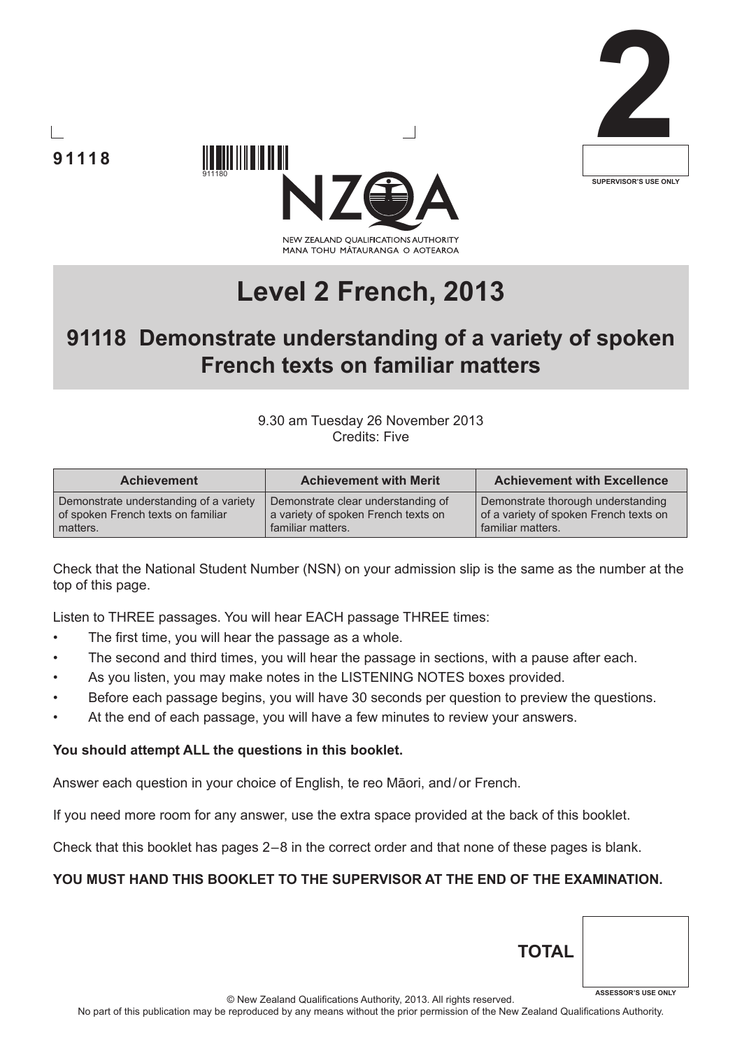91118

911180

2

SUPERVISOR'S USE ONLY

NEW ZEALAND QUALIFICATIONS AUTHORITY
MANA TOHU MĀTAURANGA O AOTEAROA

# Level 2 French, 2013

## 91118 Demonstrate understanding of a variety of spoken French texts on familiar matters

9.30 am Tuesday 26 November 2013
Credits: Five

| Achievement | Achievement with Merit | Achievement with Excellence |
|---|---|---|
| Demonstrate understanding of a variety of spoken French texts on familiar matters. | Demonstrate clear understanding of a variety of spoken French texts on familiar matters. | Demonstrate thorough understanding of a variety of spoken French texts on familiar matters. |

Check that the National Student Number (NSN) on your admission slip is the same as the number at the top of this page.

Listen to THREE passages. You will hear EACH passage THREE times:

- The first time, you will hear the passage as a whole.
- The second and third times, you will hear the passage in sections, with a pause after each.
- As you listen, you may make notes in the LISTENING NOTES boxes provided.
- Before each passage begins, you will have 30 seconds per question to preview the questions.
- At the end of each passage, you will have a few minutes to review your answers.

**You should attempt ALL the questions in this booklet.**

Answer each question in your choice of English, te reo Māori, and / or French.

If you need more room for any answer, use the extra space provided at the back of this booklet.

Check that this booklet has pages 2 – 8 in the correct order and that none of these pages is blank.

**YOU MUST HAND THIS BOOKLET TO THE SUPERVISOR AT THE END OF THE EXAMINATION.**

**TOTAL**

ASSESSOR'S USE ONLY

© New Zealand Qualifications Authority, 2013. All rights reserved.
No part of this publication may be reproduced by any means without the prior permission of the New Zealand Qualifications Authority.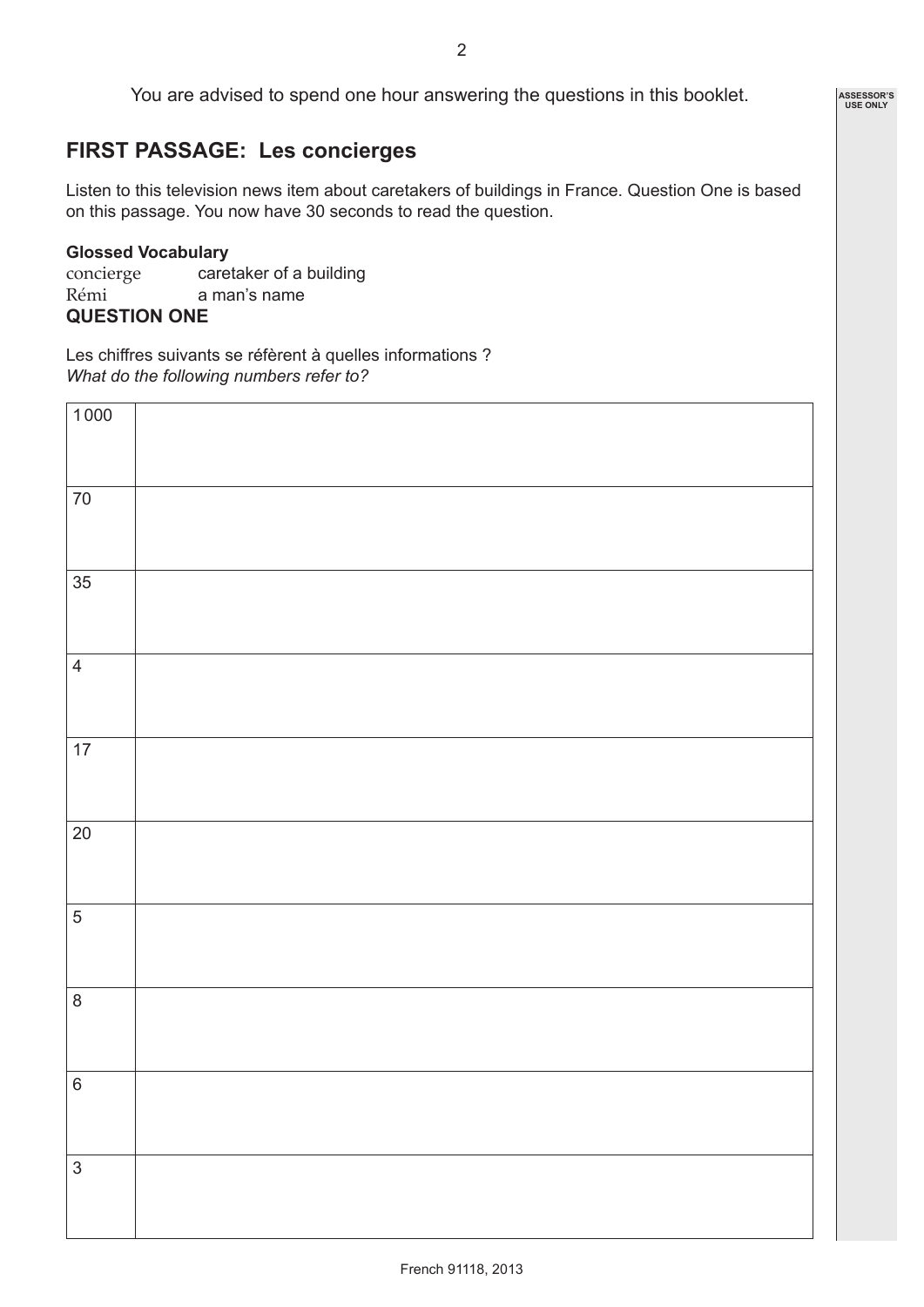You are advised to spend one hour answering the questions in this booklet.

## FIRST PASSAGE: Les concierges

Listen to this television news item about caretakers of buildings in France. Question One is based on this passage. You now have 30 seconds to read the question.

**Glossed Vocabulary**

concierge — caretaker of a building
Rémi — a man's name

### QUESTION ONE

Les chiffres suivants se réfèrent à quelles informations ?
*What do the following numbers refer to?*

| | |
|---|---|
| 1 000 | |
| 70 | |
| 35 | |
| 4 | |
| 17 | |
| 20 | |
| 5 | |
| 8 | |
| 6 | |
| 3 | |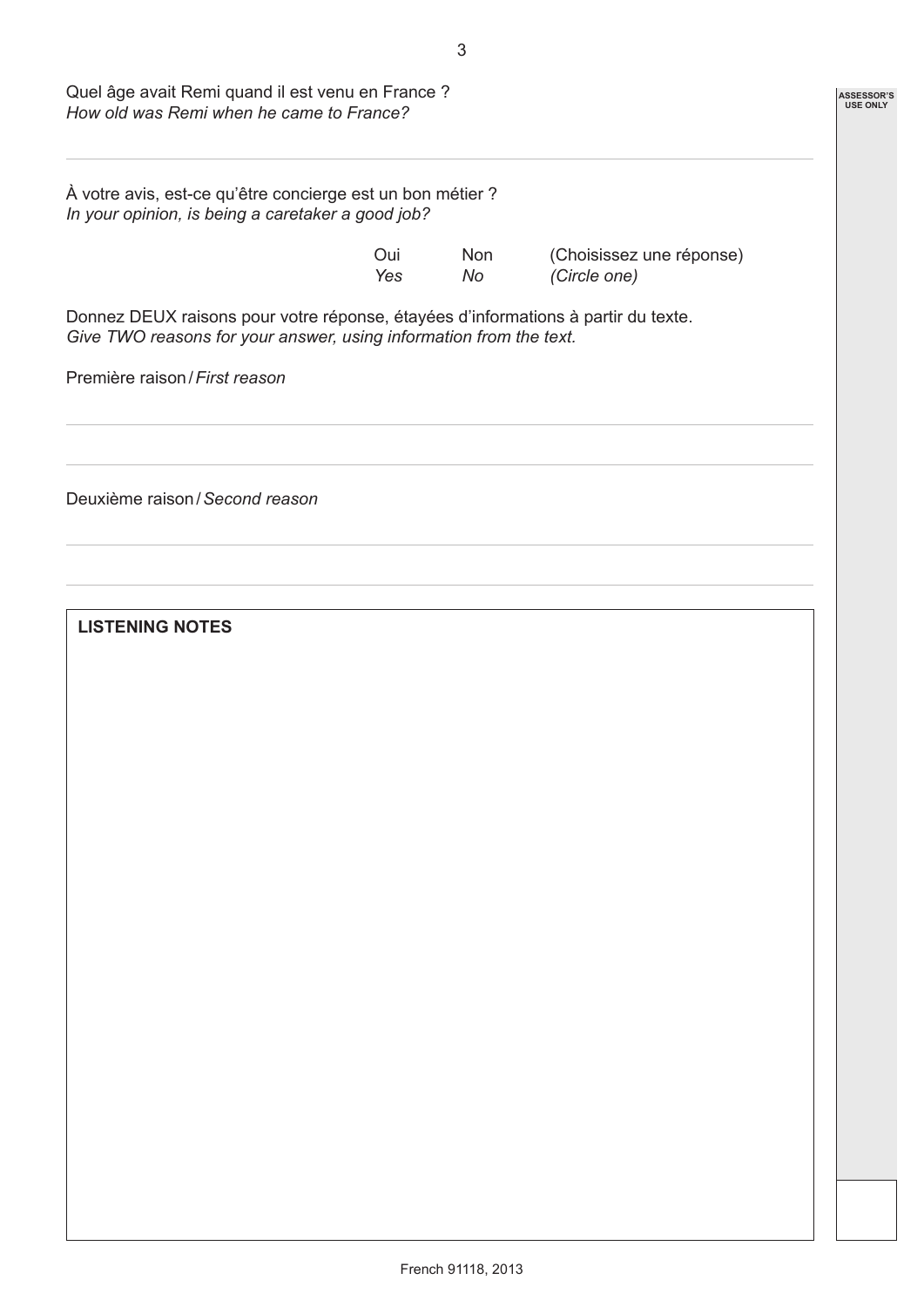Quel âge avait Remi quand il est venu en France ?
*How old was Remi when he came to France?*

---

À votre avis, est-ce qu'être concierge est un bon métier ?
*In your opinion, is being a caretaker a good job?*

Oui / *Yes* Non / *No* (Choisissez une réponse) / *(Circle one)*

Donnez DEUX raisons pour votre réponse, étayées d'informations à partir du texte.
*Give TWO reasons for your answer, using information from the text.*

Première raison / *First reason*

---

---

Deuxième raison / *Second reason*

---

---

**LISTENING NOTES**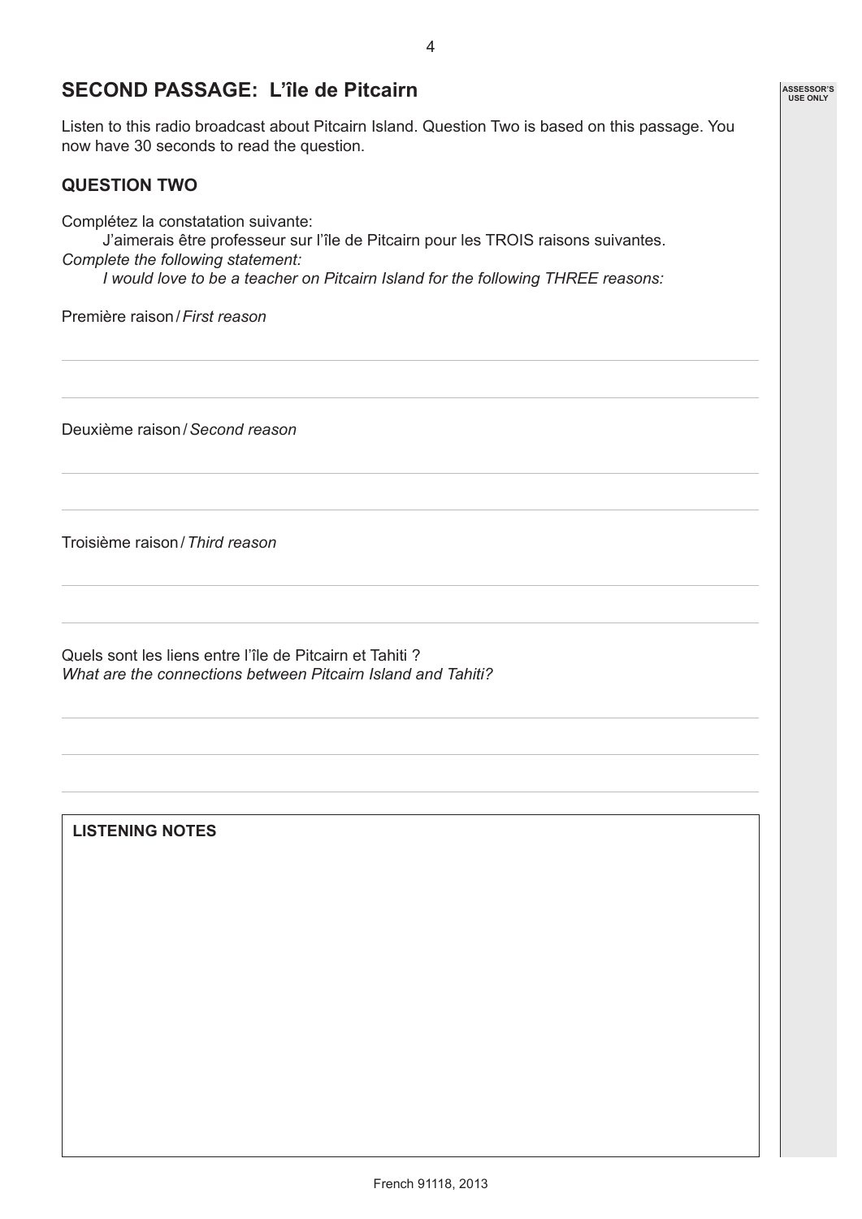## SECOND PASSAGE: L'île de Pitcairn

Listen to this radio broadcast about Pitcairn Island. Question Two is based on this passage. You now have 30 seconds to read the question.

### QUESTION TWO

Complétez la constatation suivante:

J'aimerais être professeur sur l'île de Pitcairn pour les TROIS raisons suivantes.

*Complete the following statement:*

*I would love to be a teacher on Pitcairn Island for the following THREE reasons:*

Première raison / *First reason*

Deuxième raison / *Second reason*

Troisième raison / *Third reason*

Quels sont les liens entre l'île de Pitcairn et Tahiti ?

*What are the connections between Pitcairn Island and Tahiti?*

**LISTENING NOTES**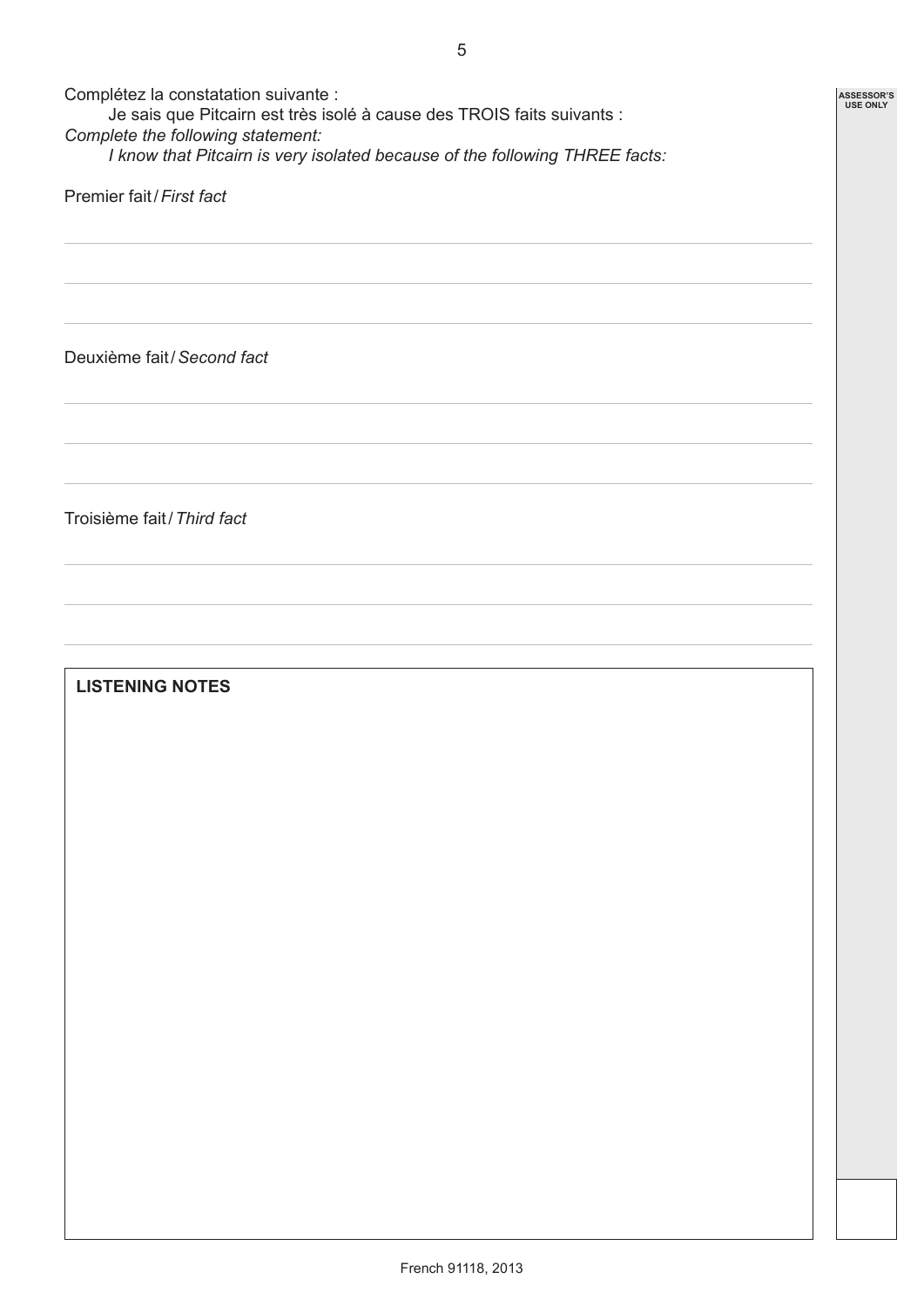Complétez la constatation suivante :

Je sais que Pitcairn est très isolé à cause des TROIS faits suivants :

*Complete the following statement:*

*I know that Pitcairn is very isolated because of the following THREE facts:*

Premier fait / *First fact*

Deuxième fait / *Second fact*

Troisième fait / *Third fact*

**LISTENING NOTES**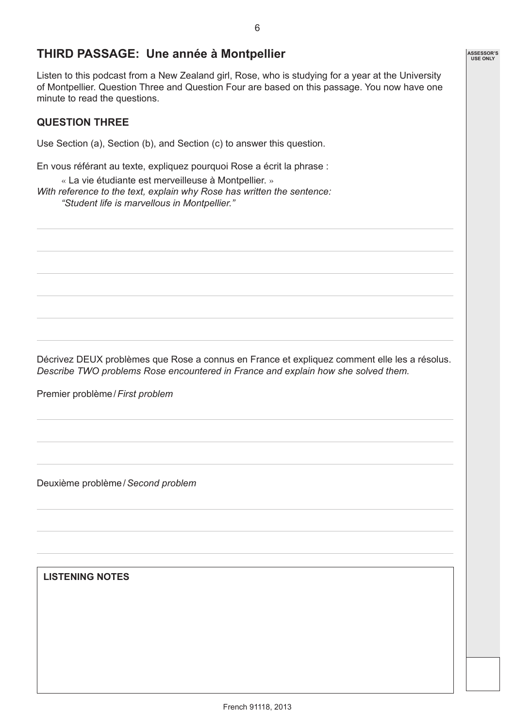## THIRD PASSAGE: Une année à Montpellier

Listen to this podcast from a New Zealand girl, Rose, who is studying for a year at the University of Montpellier. Question Three and Question Four are based on this passage. You now have one minute to read the questions.

### QUESTION THREE

Use Section (a), Section (b), and Section (c) to answer this question.

En vous référant au texte, expliquez pourquoi Rose a écrit la phrase :

« La vie étudiante est merveilleuse à Montpellier. »

*With reference to the text, explain why Rose has written the sentence:*

*"Student life is marvellous in Montpellier."*

Décrivez DEUX problèmes que Rose a connus en France et expliquez comment elle les a résolus.

*Describe TWO problems Rose encountered in France and explain how she solved them.*

Premier problème / *First problem*

Deuxième problème / *Second problem*

**LISTENING NOTES**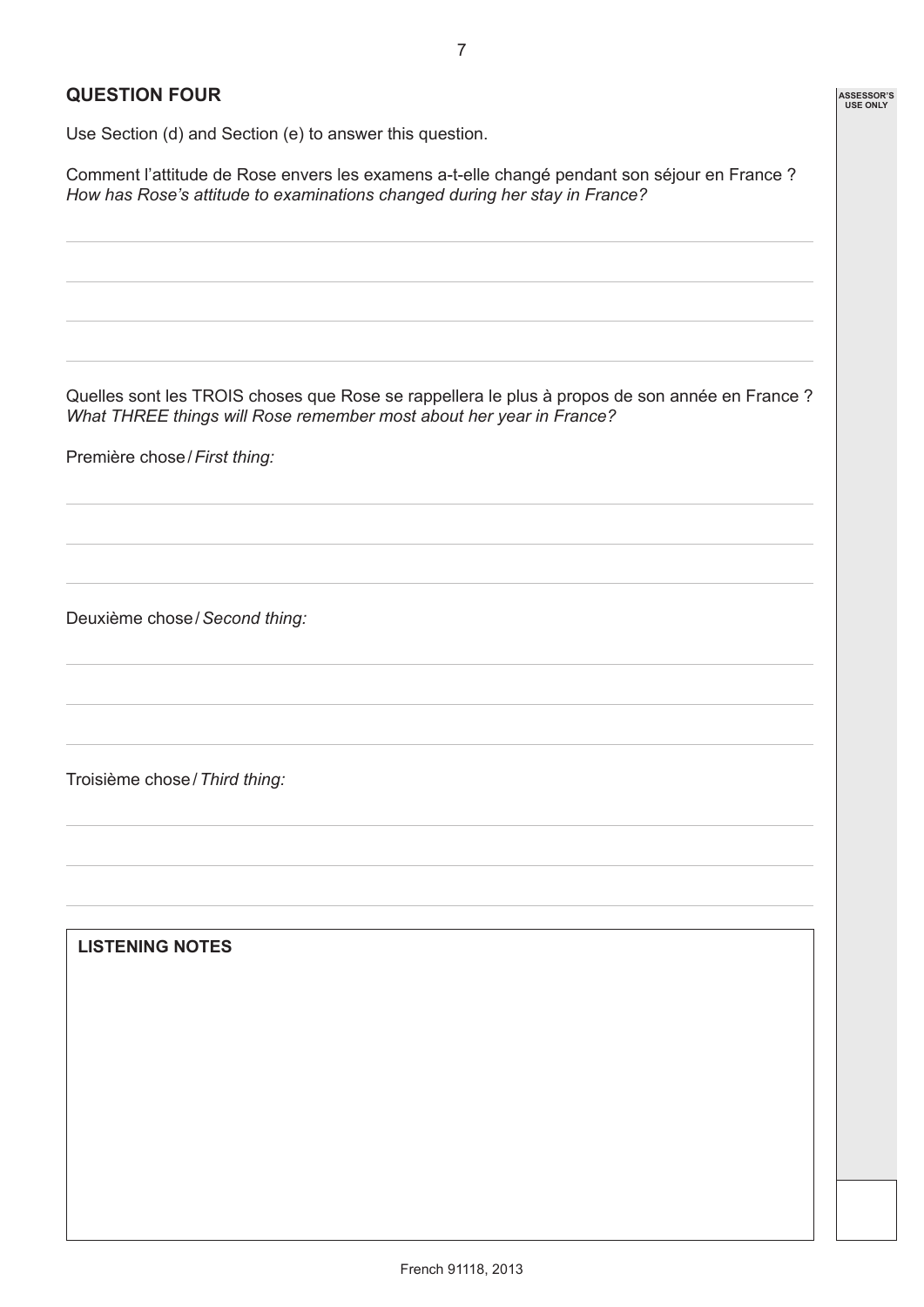## QUESTION FOUR

Use Section (d) and Section (e) to answer this question.

Comment l'attitude de Rose envers les examens a-t-elle changé pendant son séjour en France ?
*How has Rose's attitude to examinations changed during her stay in France?*

Quelles sont les TROIS choses que Rose se rappellera le plus à propos de son année en France ?
*What THREE things will Rose remember most about her year in France?*

Première chose / *First thing:*

Deuxième chose / *Second thing:*

Troisième chose / *Third thing:*

**LISTENING NOTES**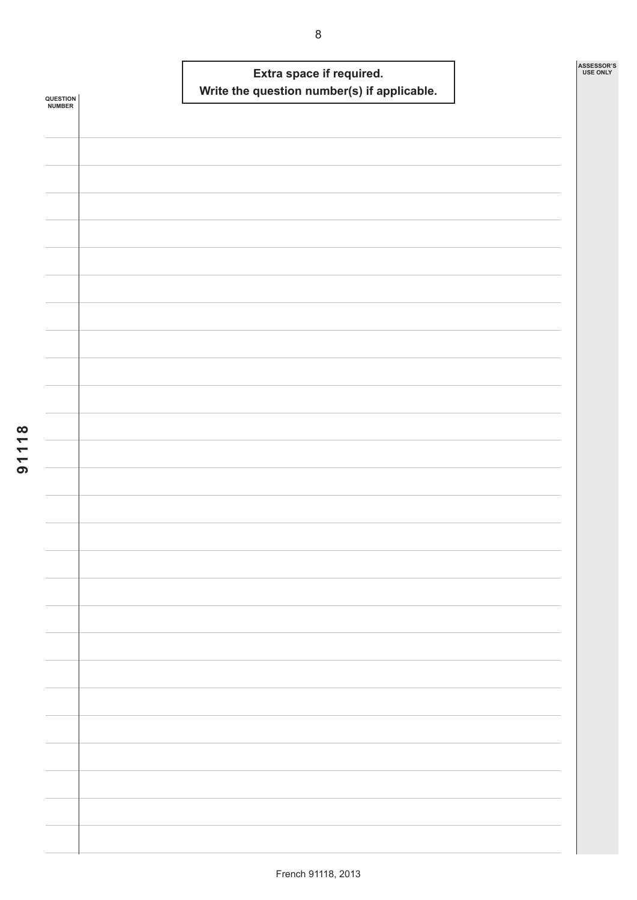**Extra space if required.**
**Write the question number(s) if applicable.**

QUESTION NUMBER

ASSESSOR'S USE ONLY